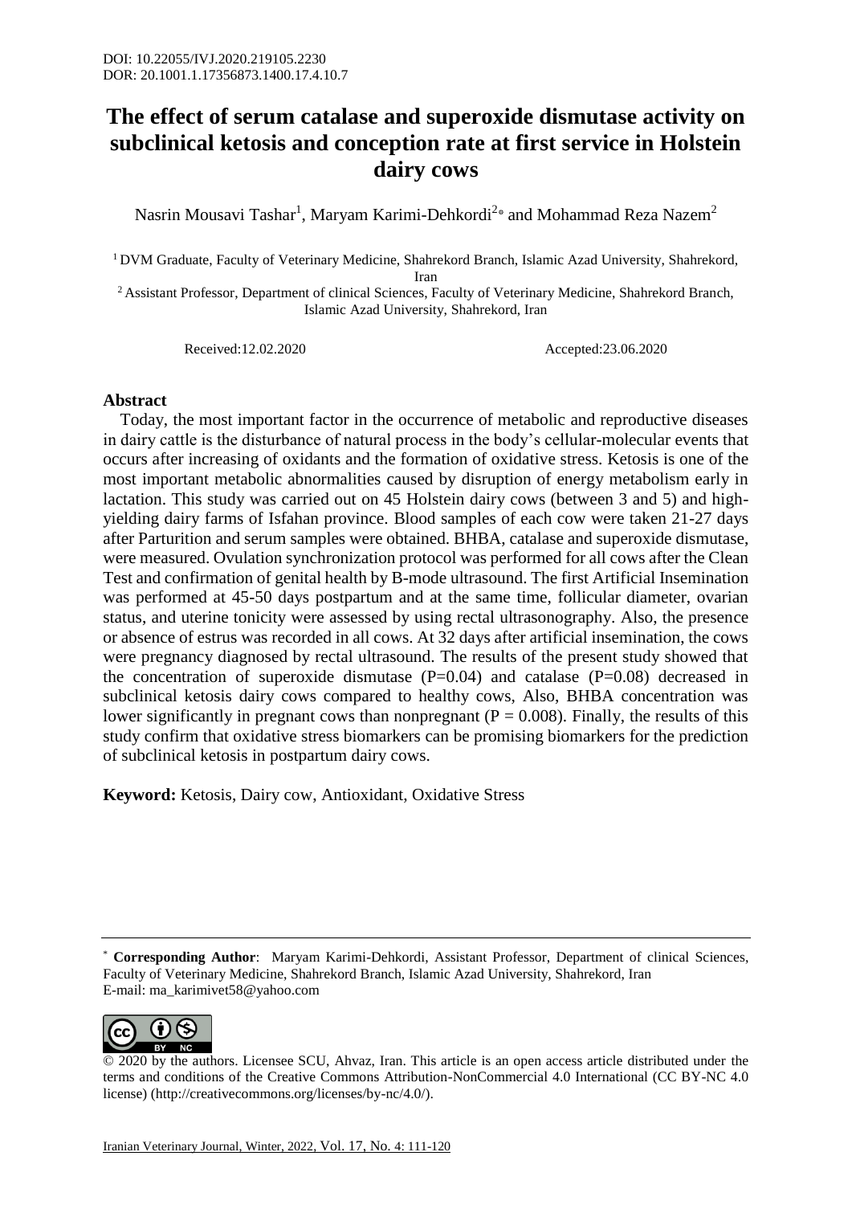DOI: 10.22055/IVJ.2020.219105.2230
DOR: 20.1001.1.17356873.1400.17.4.10.7

# The effect of serum catalase and superoxide dismutase activity on subclinical ketosis and conception rate at first service in Holstein dairy cows

Nasrin Mousavi Tashar[1], Maryam Karimi-Dehkordi[2*] and Mohammad Reza Nazem[2]

[1] DVM Graduate, Faculty of Veterinary Medicine, Shahrekord Branch, Islamic Azad University, Shahrekord, Iran
[2] Assistant Professor, Department of clinical Sciences, Faculty of Veterinary Medicine, Shahrekord Branch, Islamic Azad University, Shahrekord, Iran

Received:12.02.2020 Accepted:23.06.2020

## Abstract

Today, the most important factor in the occurrence of metabolic and reproductive diseases in dairy cattle is the disturbance of natural process in the body's cellular-molecular events that occurs after increasing of oxidants and the formation of oxidative stress. Ketosis is one of the most important metabolic abnormalities caused by disruption of energy metabolism early in lactation. This study was carried out on 45 Holstein dairy cows (between 3 and 5) and high-yielding dairy farms of Isfahan province. Blood samples of each cow were taken 21-27 days after Parturition and serum samples were obtained. BHBA, catalase and superoxide dismutase, were measured. Ovulation synchronization protocol was performed for all cows after the Clean Test and confirmation of genital health by B-mode ultrasound. The first Artificial Insemination was performed at 45-50 days postpartum and at the same time, follicular diameter, ovarian status, and uterine tonicity were assessed by using rectal ultrasonography. Also, the presence or absence of estrus was recorded in all cows. At 32 days after artificial insemination, the cows were pregnancy diagnosed by rectal ultrasound. The results of the present study showed that the concentration of superoxide dismutase (P=0.04) and catalase (P=0.08) decreased in subclinical ketosis dairy cows compared to healthy cows, Also, BHBA concentration was lower significantly in pregnant cows than nonpregnant (P = 0.008). Finally, the results of this study confirm that oxidative stress biomarkers can be promising biomarkers for the prediction of subclinical ketosis in postpartum dairy cows.

**Keyword:** Ketosis, Dairy cow, Antioxidant, Oxidative Stress

---

[*] **Corresponding Author**: Maryam Karimi-Dehkordi, Assistant Professor, Department of clinical Sciences, Faculty of Veterinary Medicine, Shahrekord Branch, Islamic Azad University, Shahrekord, Iran
E-mail: ma_karimivet58@yahoo.com

© 2020 by the authors. Licensee SCU, Ahvaz, Iran. This article is an open access article distributed under the terms and conditions of the Creative Commons Attribution-NonCommercial 4.0 International (CC BY-NC 4.0 license) (http://creativecommons.org/licenses/by-nc/4.0/).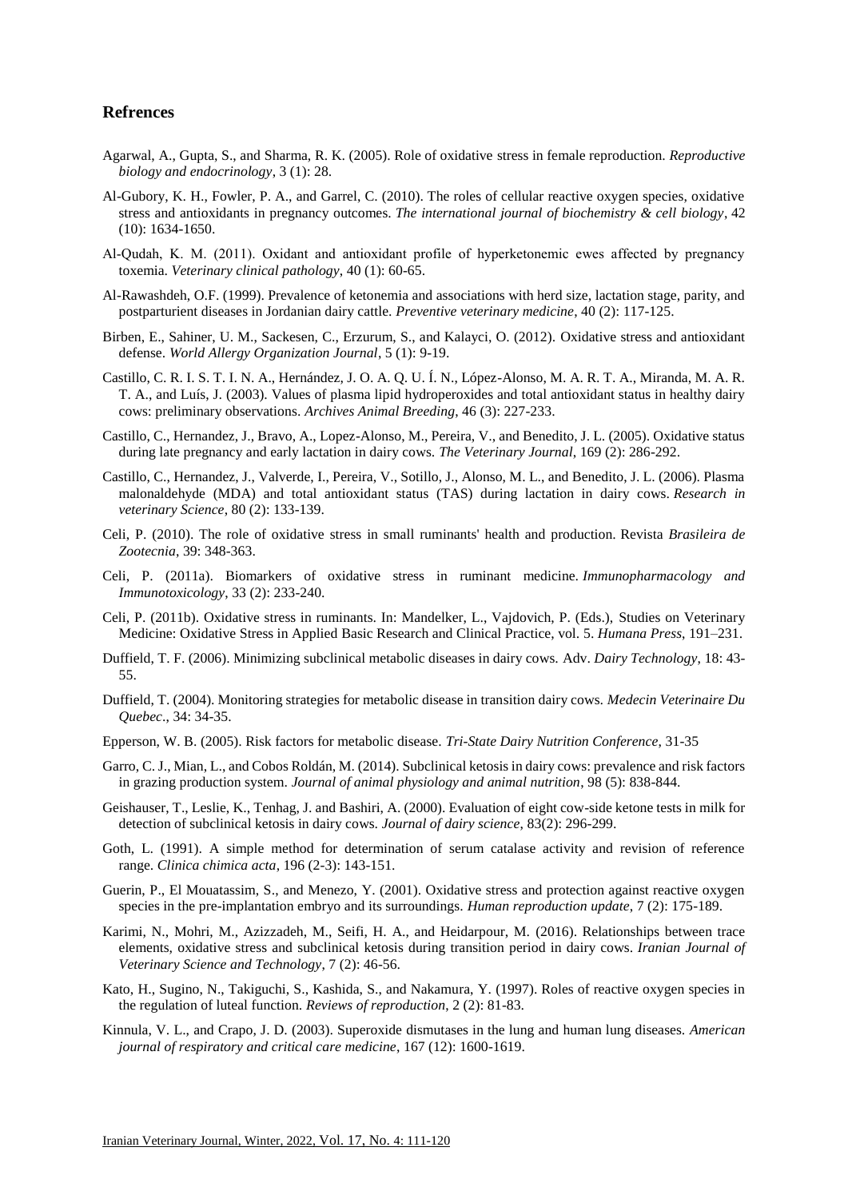## Refrences

Agarwal, A., Gupta, S., and Sharma, R. K. (2005). Role of oxidative stress in female reproduction. *Reproductive biology and endocrinology*, 3 (1): 28.

Al-Gubory, K. H., Fowler, P. A., and Garrel, C. (2010). The roles of cellular reactive oxygen species, oxidative stress and antioxidants in pregnancy outcomes. *The international journal of biochemistry & cell biology*, 42 (10): 1634-1650.

Al-Qudah, K. M. (2011). Oxidant and antioxidant profile of hyperketonemic ewes affected by pregnancy toxemia. *Veterinary clinical pathology*, 40 (1): 60-65.

Al-Rawashdeh, O.F. (1999). Prevalence of ketonemia and associations with herd size, lactation stage, parity, and postparturient diseases in Jordanian dairy cattle. *Preventive veterinary medicine*, 40 (2): 117-125.

Birben, E., Sahiner, U. M., Sackesen, C., Erzurum, S., and Kalayci, O. (2012). Oxidative stress and antioxidant defense. *World Allergy Organization Journal*, 5 (1): 9-19.

Castillo, C. R. I. S. T. I. N. A., Hernández, J. O. A. Q. U. Í. N., López-Alonso, M. A. R. T. A., Miranda, M. A. R. T. A., and Luís, J. (2003). Values of plasma lipid hydroperoxides and total antioxidant status in healthy dairy cows: preliminary observations. *Archives Animal Breeding*, 46 (3): 227-233.

Castillo, C., Hernandez, J., Bravo, A., Lopez-Alonso, M., Pereira, V., and Benedito, J. L. (2005). Oxidative status during late pregnancy and early lactation in dairy cows. *The Veterinary Journal*, 169 (2): 286-292.

Castillo, C., Hernandez, J., Valverde, I., Pereira, V., Sotillo, J., Alonso, M. L., and Benedito, J. L. (2006). Plasma malonaldehyde (MDA) and total antioxidant status (TAS) during lactation in dairy cows. *Research in veterinary Science*, 80 (2): 133-139.

Celi, P. (2010). The role of oxidative stress in small ruminants' health and production. Revista *Brasileira de Zootecnia*, 39: 348-363.

Celi, P. (2011a). Biomarkers of oxidative stress in ruminant medicine. *Immunopharmacology and Immunotoxicology*, 33 (2): 233-240.

Celi, P. (2011b). Oxidative stress in ruminants. In: Mandelker, L., Vajdovich, P. (Eds.), Studies on Veterinary Medicine: Oxidative Stress in Applied Basic Research and Clinical Practice, vol. 5. *Humana Press*, 191–231.

Duffield, T. F. (2006). Minimizing subclinical metabolic diseases in dairy cows. Adv. *Dairy Technology*, 18: 43-55.

Duffield, T. (2004). Monitoring strategies for metabolic disease in transition dairy cows. *Medecin Veterinaire Du Quebec*., 34: 34-35.

Epperson, W. B. (2005). Risk factors for metabolic disease. *Tri-State Dairy Nutrition Conference*, 31-35

Garro, C. J., Mian, L., and Cobos Roldán, M. (2014). Subclinical ketosis in dairy cows: prevalence and risk factors in grazing production system. *Journal of animal physiology and animal nutrition*, 98 (5): 838-844.

Geishauser, T., Leslie, K., Tenhag, J. and Bashiri, A. (2000). Evaluation of eight cow-side ketone tests in milk for detection of subclinical ketosis in dairy cows. *Journal of dairy science*, 83(2): 296-299.

Goth, L. (1991). A simple method for determination of serum catalase activity and revision of reference range. *Clinica chimica acta*, 196 (2-3): 143-151.

Guerin, P., El Mouatassim, S., and Menezo, Y. (2001). Oxidative stress and protection against reactive oxygen species in the pre-implantation embryo and its surroundings. *Human reproduction update*, 7 (2): 175-189.

Karimi, N., Mohri, M., Azizzadeh, M., Seifi, H. A., and Heidarpour, M. (2016). Relationships between trace elements, oxidative stress and subclinical ketosis during transition period in dairy cows. *Iranian Journal of Veterinary Science and Technology*, 7 (2): 46-56.

Kato, H., Sugino, N., Takiguchi, S., Kashida, S., and Nakamura, Y. (1997). Roles of reactive oxygen species in the regulation of luteal function. *Reviews of reproduction*, 2 (2): 81-83.

Kinnula, V. L., and Crapo, J. D. (2003). Superoxide dismutases in the lung and human lung diseases. *American journal of respiratory and critical care medicine*, 167 (12): 1600-1619.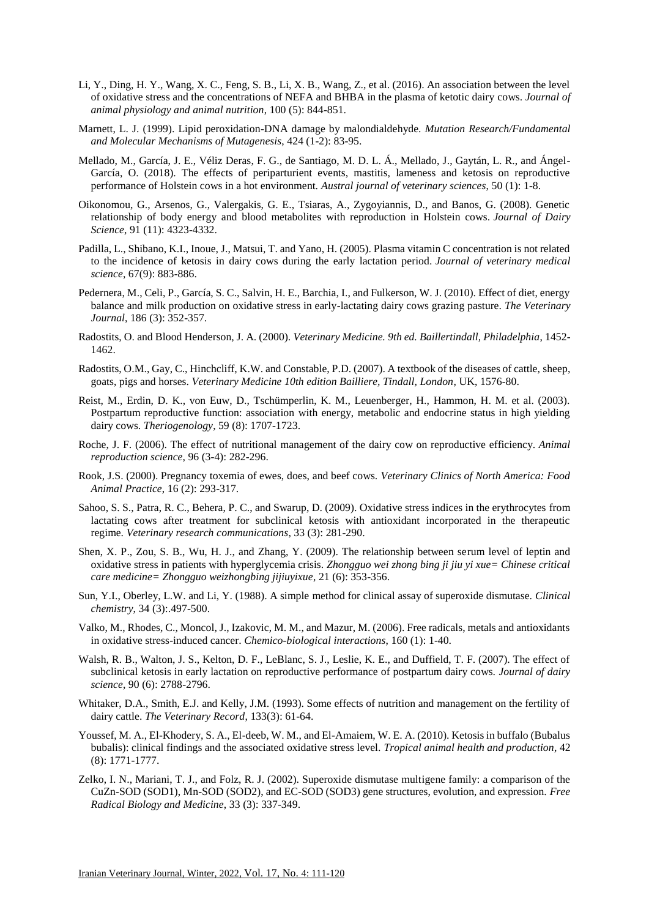Li, Y., Ding, H. Y., Wang, X. C., Feng, S. B., Li, X. B., Wang, Z., et al. (2016). An association between the level of oxidative stress and the concentrations of NEFA and BHBA in the plasma of ketotic dairy cows. *Journal of animal physiology and animal nutrition*, 100 (5): 844-851.

Marnett, L. J. (1999). Lipid peroxidation-DNA damage by malondialdehyde. *Mutation Research/Fundamental and Molecular Mechanisms of Mutagenesis*, 424 (1-2): 83-95.

Mellado, M., García, J. E., Véliz Deras, F. G., de Santiago, M. D. L. Á., Mellado, J., Gaytán, L. R., and Ángel-García, O. (2018). The effects of periparturient events, mastitis, lameness and ketosis on reproductive performance of Holstein cows in a hot environment. *Austral journal of veterinary sciences*, 50 (1): 1-8.

Oikonomou, G., Arsenos, G., Valergakis, G. E., Tsiaras, A., Zygoyiannis, D., and Banos, G. (2008). Genetic relationship of body energy and blood metabolites with reproduction in Holstein cows. *Journal of Dairy Science*, 91 (11): 4323-4332.

Padilla, L., Shibano, K.I., Inoue, J., Matsui, T. and Yano, H. (2005). Plasma vitamin C concentration is not related to the incidence of ketosis in dairy cows during the early lactation period. *Journal of veterinary medical science*, 67(9): 883-886.

Pedernera, M., Celi, P., García, S. C., Salvin, H. E., Barchia, I., and Fulkerson, W. J. (2010). Effect of diet, energy balance and milk production on oxidative stress in early-lactating dairy cows grazing pasture. *The Veterinary Journal*, 186 (3): 352-357.

Radostits, O. and Blood Henderson, J. A. (2000). *Veterinary Medicine. 9th ed. Baillertindall, Philadelphia*, 1452-1462.

Radostits, O.M., Gay, C., Hinchcliff, K.W. and Constable, P.D. (2007). A textbook of the diseases of cattle, sheep, goats, pigs and horses. *Veterinary Medicine 10th edition Bailliere, Tindall, London*, UK, 1576-80.

Reist, M., Erdin, D. K., von Euw, D., Tschümperlin, K. M., Leuenberger, H., Hammon, H. M. et al. (2003). Postpartum reproductive function: association with energy, metabolic and endocrine status in high yielding dairy cows. *Theriogenology*, 59 (8): 1707-1723.

Roche, J. F. (2006). The effect of nutritional management of the dairy cow on reproductive efficiency. *Animal reproduction science*, 96 (3-4): 282-296.

Rook, J.S. (2000). Pregnancy toxemia of ewes, does, and beef cows. *Veterinary Clinics of North America: Food Animal Practice*, 16 (2): 293-317.

Sahoo, S. S., Patra, R. C., Behera, P. C., and Swarup, D. (2009). Oxidative stress indices in the erythrocytes from lactating cows after treatment for subclinical ketosis with antioxidant incorporated in the therapeutic regime. *Veterinary research communications*, 33 (3): 281-290.

Shen, X. P., Zou, S. B., Wu, H. J., and Zhang, Y. (2009). The relationship between serum level of leptin and oxidative stress in patients with hyperglycemia crisis. *Zhongguo wei zhong bing ji jiu yi xue= Chinese critical care medicine= Zhongguo weizhongbing jijiuyixue*, 21 (6): 353-356.

Sun, Y.I., Oberley, L.W. and Li, Y. (1988). A simple method for clinical assay of superoxide dismutase. *Clinical chemistry*, 34 (3):.497-500.

Valko, M., Rhodes, C., Moncol, J., Izakovic, M. M., and Mazur, M. (2006). Free radicals, metals and antioxidants in oxidative stress-induced cancer. *Chemico-biological interactions*, 160 (1): 1-40.

Walsh, R. B., Walton, J. S., Kelton, D. F., LeBlanc, S. J., Leslie, K. E., and Duffield, T. F. (2007). The effect of subclinical ketosis in early lactation on reproductive performance of postpartum dairy cows. *Journal of dairy science*, 90 (6): 2788-2796.

Whitaker, D.A., Smith, E.J. and Kelly, J.M. (1993). Some effects of nutrition and management on the fertility of dairy cattle. *The Veterinary Record*, 133(3): 61-64.

Youssef, M. A., El-Khodery, S. A., El-deeb, W. M., and El-Amaiem, W. E. A. (2010). Ketosis in buffalo (Bubalus bubalis): clinical findings and the associated oxidative stress level. *Tropical animal health and production*, 42 (8): 1771-1777.

Zelko, I. N., Mariani, T. J., and Folz, R. J. (2002). Superoxide dismutase multigene family: a comparison of the CuZn-SOD (SOD1), Mn-SOD (SOD2), and EC-SOD (SOD3) gene structures, evolution, and expression. *Free Radical Biology and Medicine*, 33 (3): 337-349.